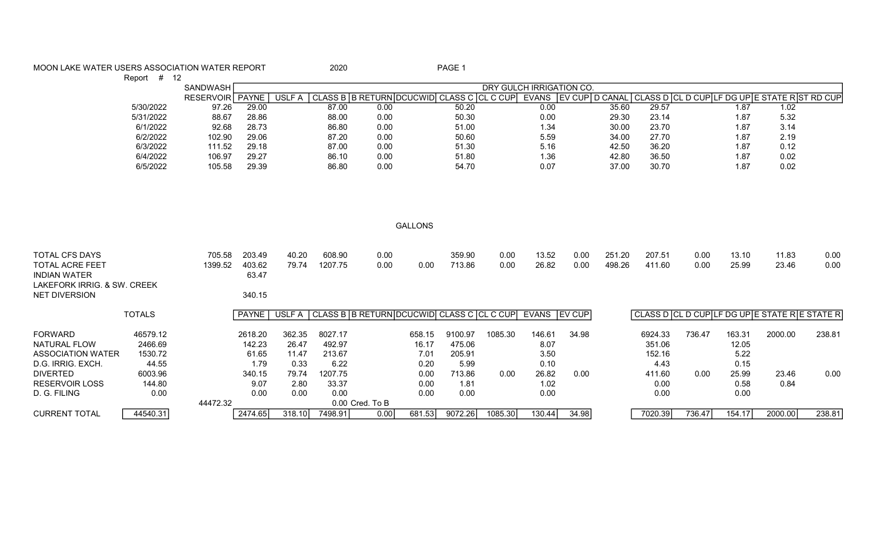# MOON LAKE WATER USERS ASSOCIATION WATER REPORT 2020

Report # 12

| | SANDWASH RESERVOIR | DRY GULCH IRRIGATION CO. PAYNE | USLF A | CLASS B | B RETURN | DCUCWID | CLASS C | CL C CUP | EVANS | EV CUP | D CANAL | CLASS D | CL D CUP | LF DG UP | E STATE R | ST RD CUP |
|---|---|---|---|---|---|---|---|---|---|---|---|---|---|---|---|---|
| 5/30/2022 | 97.26 | 29.00 | | 87.00 | 0.00 | | 50.20 | | 0.00 | | 35.60 | 29.57 | | 1.87 | 1.02 | |
| 5/31/2022 | 88.67 | 28.86 | | 88.00 | 0.00 | | 50.30 | | 0.00 | | 29.30 | 23.14 | | 1.87 | 5.32 | |
| 6/1/2022 | 92.68 | 28.73 | | 86.80 | 0.00 | | 51.00 | | 1.34 | | 30.00 | 23.70 | | 1.87 | 3.14 | |
| 6/2/2022 | 102.90 | 29.06 | | 87.20 | 0.00 | | 50.60 | | 5.59 | | 34.00 | 27.70 | | 1.87 | 2.19 | |
| 6/3/2022 | 111.52 | 29.18 | | 87.00 | 0.00 | | 51.30 | | 5.16 | | 42.50 | 36.20 | | 1.87 | 0.12 | |
| 6/4/2022 | 106.97 | 29.27 | | 86.10 | 0.00 | | 51.80 | | 1.36 | | 42.80 | 36.50 | | 1.87 | 0.02 | |
| 6/5/2022 | 105.58 | 29.39 | | 86.80 | 0.00 | | 54.70 | | 0.07 | | 37.00 | 30.70 | | 1.87 | 0.02 | |

GALLONS

| | SANDWASH RESERVOIR | PAYNE | USLF A | CLASS B | B RETURN | DCUCWID | CLASS C | CL C CUP | EVANS | EV CUP | D CANAL | CLASS D | CL D CUP | LF DG UP | E STATE R | ST RD CUP |
|---|---|---|---|---|---|---|---|---|---|---|---|---|---|---|---|---|
| TOTAL CFS DAYS | 705.58 | 203.49 | 40.20 | 608.90 | 0.00 | | 359.90 | 0.00 | 13.52 | 0.00 | 251.20 | 207.51 | 0.00 | 13.10 | 11.83 | 0.00 |
| TOTAL ACRE FEET | 1399.52 | 403.62 | 79.74 | 1207.75 | 0.00 | 0.00 | 713.86 | 0.00 | 26.82 | 0.00 | 498.26 | 411.60 | 0.00 | 25.99 | 23.46 | 0.00 |
| INDIAN WATER | | 63.47 | | | | | | | | | | | | | | |
| LAKEFORK IRRIG. & SW. CREEK | | | | | | | | | | | | | | | | |
| NET DIVERSION | | 340.15 | | | | | | | | | | | | | | |

| | TOTALS | | PAYNE | USLF A | CLASS B | B RETURN | DCUCWID | CLASS C | CL C CUP | EVANS | EV CUP | | CLASS D | CL D CUP | LF DG UP | E STATE R | E STATE R |
|---|---|---|---|---|---|---|---|---|---|---|---|---|---|---|---|---|---|
| FORWARD | 46579.12 | | 2618.20 | 362.35 | 8027.17 | | 658.15 | 9100.97 | 1085.30 | 146.61 | 34.98 | | 6924.33 | 736.47 | 163.31 | 2000.00 | 238.81 |
| NATURAL FLOW | 2466.69 | | 142.23 | 26.47 | 492.97 | | 16.17 | 475.06 | | 8.07 | | | 351.06 | | 12.05 | | |
| ASSOCIATION WATER | 1530.72 | | 61.65 | 11.47 | 213.67 | | 7.01 | 205.91 | | 3.50 | | | 152.16 | | 5.22 | | |
| D.G. IRRIG. EXCH. | 44.55 | | 1.79 | 0.33 | 6.22 | | 0.20 | 5.99 | | 0.10 | | | 4.43 | | 0.15 | | |
| DIVERTED | 6003.96 | | 340.15 | 79.74 | 1207.75 | | 0.00 | 713.86 | 0.00 | 26.82 | 0.00 | | 411.60 | 0.00 | 25.99 | 23.46 | 0.00 |
| RESERVOIR LOSS | 144.80 | | 9.07 | 2.80 | 33.37 | | 0.00 | 1.81 | | 1.02 | | | 0.00 | | 0.58 | 0.84 | |
| D. G. FILING | 0.00 | | 0.00 | 0.00 | 0.00 | | 0.00 | 0.00 | | 0.00 | | | 0.00 | | 0.00 | | |
| | | 44472.32 | | | | 0.00 Cred. To B | | | | | | | | | | | |
| CURRENT TOTAL | 44540.31 | | 2474.65 | 318.10 | 7498.91 | 0.00 | 681.53 | 9072.26 | 1085.30 | 130.44 | 34.98 | | 7020.39 | 736.47 | 154.17 | 2000.00 | 238.81 |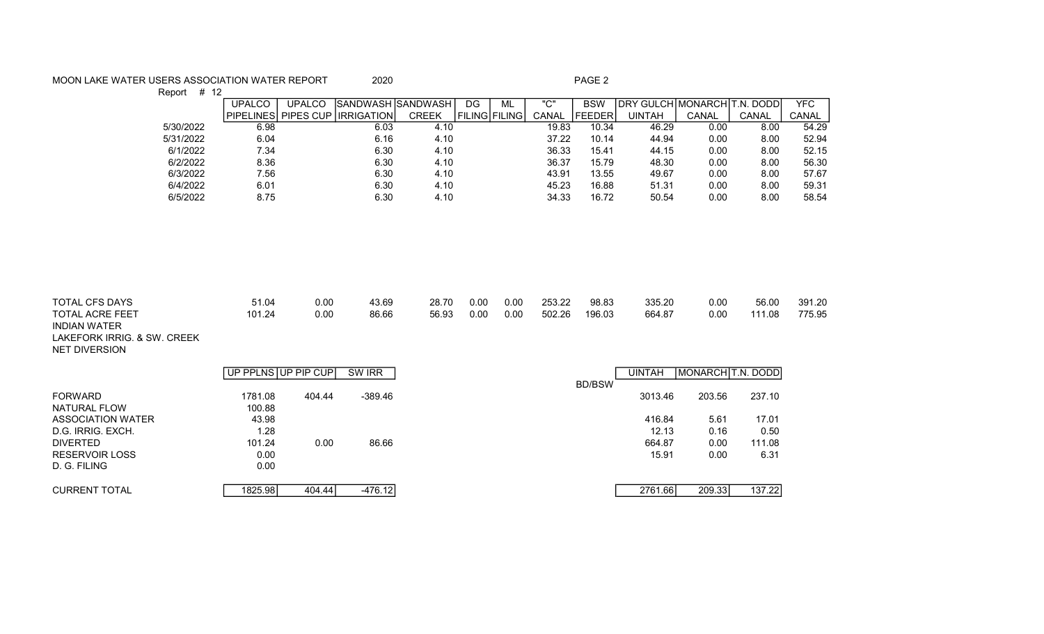MOON LAKE WATER USERS ASSOCIATION WATER REPORT 2020

PAGE 2

Report # 12

| | UPALCO PIPELINES | UPALCO PIPES CUP | SANDWASH IRRIGATION | SANDWASH CREEK | DG FILING | ML FILING | "C" CANAL | BSW FEEDER | DRY GULCH UINTAH | MONARCH CANAL | T.N. DODD CANAL | YFC CANAL |
|---|---|---|---|---|---|---|---|---|---|---|---|---|
| 5/30/2022 | 6.98 | | 6.03 | 4.10 | | | 19.83 | 10.34 | 46.29 | 0.00 | 8.00 | 54.29 |
| 5/31/2022 | 6.04 | | 6.16 | 4.10 | | | 37.22 | 10.14 | 44.94 | 0.00 | 8.00 | 52.94 |
| 6/1/2022 | 7.34 | | 6.30 | 4.10 | | | 36.33 | 15.41 | 44.15 | 0.00 | 8.00 | 52.15 |
| 6/2/2022 | 8.36 | | 6.30 | 4.10 | | | 36.37 | 15.79 | 48.30 | 0.00 | 8.00 | 56.30 |
| 6/3/2022 | 7.56 | | 6.30 | 4.10 | | | 43.91 | 13.55 | 49.67 | 0.00 | 8.00 | 57.67 |
| 6/4/2022 | 6.01 | | 6.30 | 4.10 | | | 45.23 | 16.88 | 51.31 | 0.00 | 8.00 | 59.31 |
| 6/5/2022 | 8.75 | | 6.30 | 4.10 | | | 34.33 | 16.72 | 50.54 | 0.00 | 8.00 | 58.54 |
| TOTAL CFS DAYS | 51.04 | 0.00 | 43.69 | 28.70 | 0.00 | 0.00 | 253.22 | 98.83 | 335.20 | 0.00 | 56.00 | 391.20 |
| TOTAL ACRE FEET | 101.24 | 0.00 | 86.66 | 56.93 | 0.00 | 0.00 | 502.26 | 196.03 | 664.87 | 0.00 | 111.08 | 775.95 |
| INDIAN WATER | | | | | | | | | | | | |
| LAKEFORK IRRIG. & SW. CREEK | | | | | | | | | | | | |
| NET DIVERSION | | | | | | | | | | | | |

| | UP PPLNS | UP PIP CUP | SW IRR | | UINTAH | MONARCH | T.N. DODD |
|---|---|---|---|---|---|---|---|
| | | | | BD/BSW | | | |
| FORWARD | 1781.08 | 404.44 | -389.46 | | 3013.46 | 203.56 | 237.10 |
| NATURAL FLOW | 100.88 | | | | | | |
| ASSOCIATION WATER | 43.98 | | | | 416.84 | 5.61 | 17.01 |
| D.G. IRRIG. EXCH. | 1.28 | | | | 12.13 | 0.16 | 0.50 |
| DIVERTED | 101.24 | 0.00 | 86.66 | | 664.87 | 0.00 | 111.08 |
| RESERVOIR LOSS | 0.00 | | | | 15.91 | 0.00 | 6.31 |
| D. G. FILING | 0.00 | | | | | | |
| CURRENT TOTAL | 1825.98 | 404.44 | -476.12 | | 2761.66 | 209.33 | 137.22 |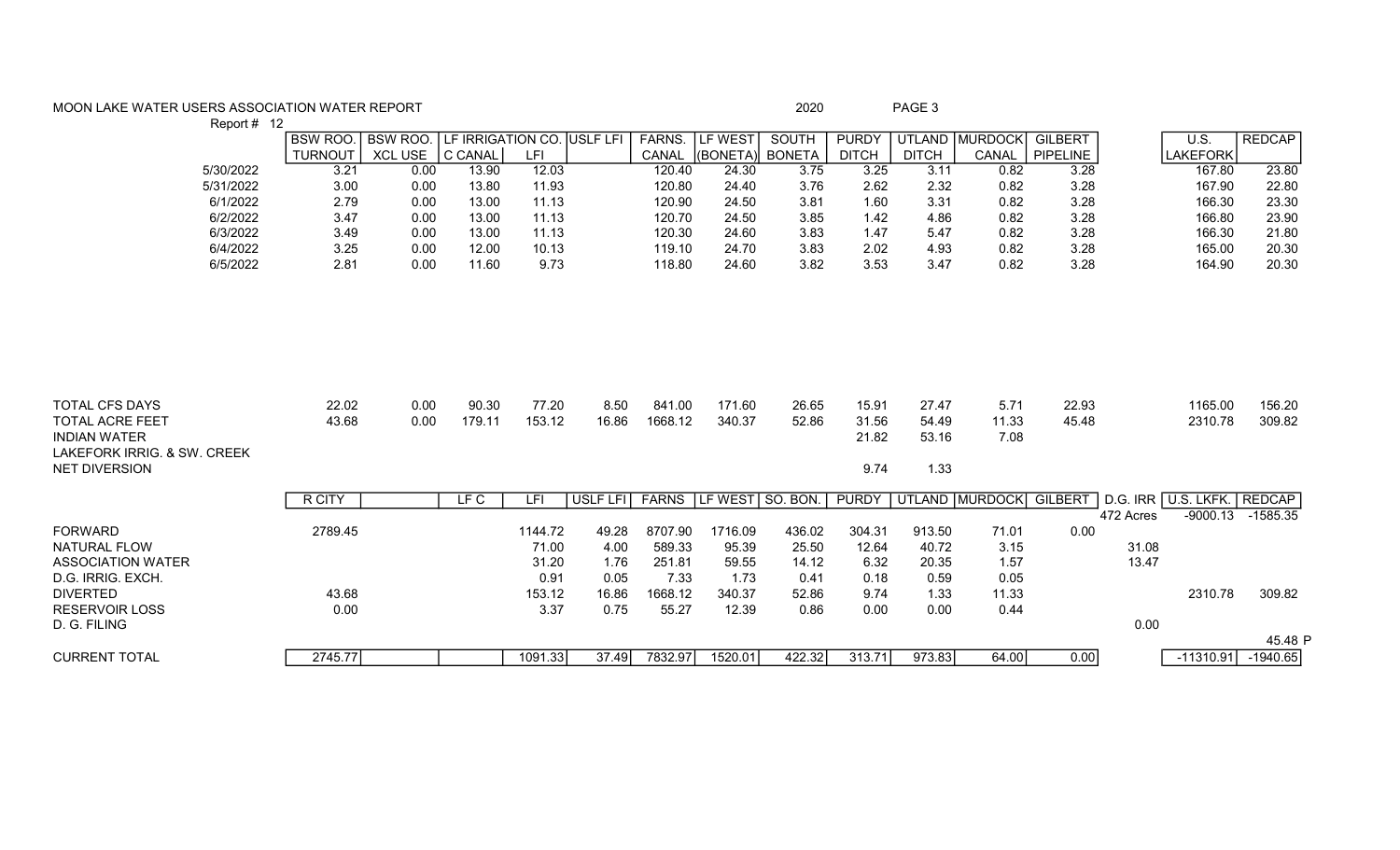MOON LAKE WATER USERS ASSOCIATION WATER REPORT 2020

Report # 12

| | BSW ROO. TURNOUT | BSW ROO. XCL USE | LF IRRIGATION CO. C CANAL | LFI | USLF LFI | FARNS. CANAL | LF WEST (BONETA) | SOUTH BONETA | PURDY DITCH | UTLAND DITCH | MURDOCK CANAL | GILBERT PIPELINE | | U.S. LAKEFORK | REDCAP |
|---|---|---|---|---|---|---|---|---|---|---|---|---|---|---|---|
| 5/30/2022 | 3.21 | 0.00 | 13.90 | 12.03 | | 120.40 | 24.30 | 3.75 | 3.25 | 3.11 | 0.82 | 3.28 | | 167.80 | 23.80 |
| 5/31/2022 | 3.00 | 0.00 | 13.80 | 11.93 | | 120.80 | 24.40 | 3.76 | 2.62 | 2.32 | 0.82 | 3.28 | | 167.90 | 22.80 |
| 6/1/2022 | 2.79 | 0.00 | 13.00 | 11.13 | | 120.90 | 24.50 | 3.81 | 1.60 | 3.31 | 0.82 | 3.28 | | 166.30 | 23.30 |
| 6/2/2022 | 3.47 | 0.00 | 13.00 | 11.13 | | 120.70 | 24.50 | 3.85 | 1.42 | 4.86 | 0.82 | 3.28 | | 166.80 | 23.90 |
| 6/3/2022 | 3.49 | 0.00 | 13.00 | 11.13 | | 120.30 | 24.60 | 3.83 | 1.47 | 5.47 | 0.82 | 3.28 | | 166.30 | 21.80 |
| 6/4/2022 | 3.25 | 0.00 | 12.00 | 10.13 | | 119.10 | 24.70 | 3.83 | 2.02 | 4.93 | 0.82 | 3.28 | | 165.00 | 20.30 |
| 6/5/2022 | 2.81 | 0.00 | 11.60 | 9.73 | | 118.80 | 24.60 | 3.82 | 3.53 | 3.47 | 0.82 | 3.28 | | 164.90 | 20.30 |
| TOTAL CFS DAYS | 22.02 | 0.00 | 90.30 | 77.20 | 8.50 | 841.00 | 171.60 | 26.65 | 15.91 | 27.47 | 5.71 | 22.93 | | 1165.00 | 156.20 |
| TOTAL ACRE FEET | 43.68 | 0.00 | 179.11 | 153.12 | 16.86 | 1668.12 | 340.37 | 52.86 | 31.56 | 54.49 | 11.33 | 45.48 | | 2310.78 | 309.82 |
| INDIAN WATER | | | | | | | | | 21.82 | 53.16 | 7.08 | | | | |
| LAKEFORK IRRIG. & SW. CREEK | | | | | | | | | | | | | | | |
| NET DIVERSION | | | | | | | | | 9.74 | 1.33 | | | | | |

| | R CITY | | LF C | LFI | USLF LFI | FARNS | LF WEST | SO. BON. | PURDY | UTLAND | MURDOCK | GILBERT | D.G. IRR | U.S. LKFK. | REDCAP |
|---|---|---|---|---|---|---|---|---|---|---|---|---|---|---|---|
| FORWARD | 2789.45 | | | 1144.72 | 49.28 | 8707.90 | 1716.09 | 436.02 | 304.31 | 913.50 | 71.01 | 0.00 | 472 Acres | -9000.13 | -1585.35 |
| NATURAL FLOW | | | | 71.00 | 4.00 | 589.33 | 95.39 | 25.50 | 12.64 | 40.72 | 3.15 | | 31.08 | | |
| ASSOCIATION WATER | | | | 31.20 | 1.76 | 251.81 | 59.55 | 14.12 | 6.32 | 20.35 | 1.57 | | 13.47 | | |
| D.G. IRRIG. EXCH. | | | | 0.91 | 0.05 | 7.33 | 1.73 | 0.41 | 0.18 | 0.59 | 0.05 | | | | |
| DIVERTED | 43.68 | | | 153.12 | 16.86 | 1668.12 | 340.37 | 52.86 | 9.74 | 1.33 | 11.33 | | | 2310.78 | 309.82 |
| RESERVOIR LOSS | 0.00 | | | 3.37 | 0.75 | 55.27 | 12.39 | 0.86 | 0.00 | 0.00 | 0.44 | | | | |
| D. G. FILING | | | | | | | | | | | | | 0.00 | | |
| | | | | | | | | | | | | | | | 45.48 P |
| CURRENT TOTAL | 2745.77 | | | 1091.33 | 37.49 | 7832.97 | 1520.01 | 422.32 | 313.71 | 973.83 | 64.00 | 0.00 | | -11310.91 | -1940.65 |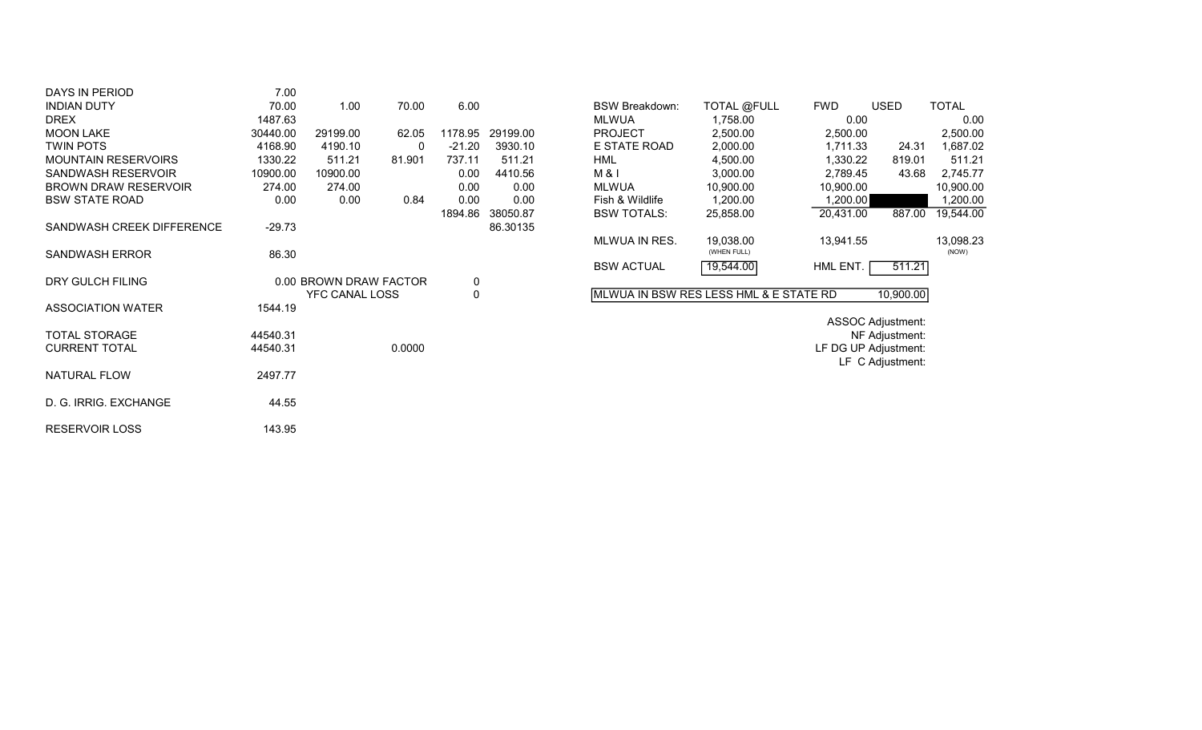| | | | | | |
|---|---|---|---|---|---|
| DAYS IN PERIOD | 7.00 | | | | |
| INDIAN DUTY | 70.00 | 1.00 | 70.00 | 6.00 | |
| DREX | 1487.63 | | | | |
| MOON LAKE | 30440.00 | 29199.00 | 62.05 | 1178.95 | 29199.00 |
| TWIN POTS | 4168.90 | 4190.10 | 0 | -21.20 | 3930.10 |
| MOUNTAIN RESERVOIRS | 1330.22 | 511.21 | 81.901 | 737.11 | 511.21 |
| SANDWASH RESERVOIR | 10900.00 | 10900.00 | | 0.00 | 4410.56 |
| BROWN DRAW RESERVOIR | 274.00 | 274.00 | | 0.00 | 0.00 |
| BSW STATE ROAD | 0.00 | 0.00 | 0.84 | 0.00 | 0.00 |
| | | | | 1894.86 | 38050.87 |
| SANDWASH CREEK DIFFERENCE | -29.73 | | | | 86.30135 |
| SANDWASH ERROR | 86.30 | | | | |
| DRY GULCH FILING | 0.00 | BROWN DRAW FACTOR | | 0 | |
| | | YFC CANAL LOSS | | 0 | |
| ASSOCIATION WATER | 1544.19 | | | | |
| TOTAL STORAGE | 44540.31 | | | | |
| CURRENT TOTAL | 44540.31 | | 0.0000 | | |
| NATURAL FLOW | 2497.77 | | | | |
| D. G. IRRIG. EXCHANGE | 44.55 | | | | |
| RESERVOIR LOSS | 143.95 | | | | |

| BSW Breakdown: | TOTAL @FULL | FWD | USED | TOTAL |
|---|---|---|---|---|
| MLWUA | 1,758.00 | 0.00 | | 0.00 |
| PROJECT | 2,500.00 | 2,500.00 | | 2,500.00 |
| E STATE ROAD | 2,000.00 | 1,711.33 | 24.31 | 1,687.02 |
| HML | 4,500.00 | 1,330.22 | 819.01 | 511.21 |
| M & I | 3,000.00 | 2,789.45 | 43.68 | 2,745.77 |
| MLWUA | 10,900.00 | 10,900.00 | | 10,900.00 |
| Fish & Wildlife | 1,200.00 | 1,200.00 | | 1,200.00 |
| BSW TOTALS: | 25,858.00 | 20,431.00 | 887.00 | 19,544.00 |
| MLWUA IN RES. | 19,038.00 (WHEN FULL) | 13,941.55 | | 13,098.23 (NOW) |
| BSW ACTUAL | 19,544.00 | HML ENT. | 511.21 | |

MLWUA IN BSW RES LESS HML & E STATE RD: 10,900.00

ASSOC Adjustment:
NF Adjustment:
LF DG UP Adjustment:
LF C Adjustment: